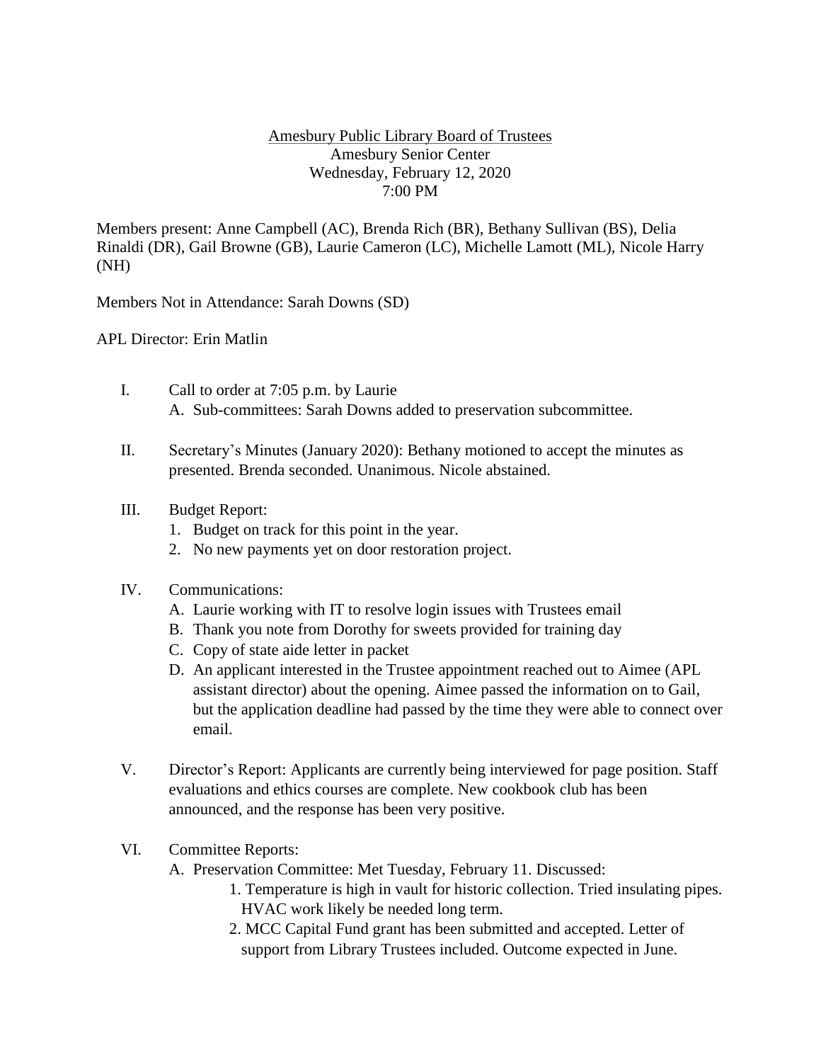Amesbury Public Library Board of Trustees
Amesbury Senior Center
Wednesday, February 12, 2020
7:00 PM

Members present: Anne Campbell (AC), Brenda Rich (BR), Bethany Sullivan (BS), Delia Rinaldi (DR), Gail Browne (GB), Laurie Cameron (LC), Michelle Lamott (ML), Nicole Harry (NH)

Members Not in Attendance: Sarah Downs (SD)

APL Director: Erin Matlin

I. Call to order at 7:05 p.m. by Laurie
   A. Sub-committees: Sarah Downs added to preservation subcommittee.

II. Secretary's Minutes (January 2020): Bethany motioned to accept the minutes as presented. Brenda seconded. Unanimous. Nicole abstained.

III. Budget Report:
   1. Budget on track for this point in the year.
   2. No new payments yet on door restoration project.

IV. Communications:
   A. Laurie working with IT to resolve login issues with Trustees email
   B. Thank you note from Dorothy for sweets provided for training day
   C. Copy of state aide letter in packet
   D. An applicant interested in the Trustee appointment reached out to Aimee (APL assistant director) about the opening. Aimee passed the information on to Gail, but the application deadline had passed by the time they were able to connect over email.

V. Director's Report: Applicants are currently being interviewed for page position. Staff evaluations and ethics courses are complete. New cookbook club has been announced, and the response has been very positive.

VI. Committee Reports:
   A. Preservation Committee: Met Tuesday, February 11. Discussed:
      1. Temperature is high in vault for historic collection. Tried insulating pipes. HVAC work likely be needed long term.
      2. MCC Capital Fund grant has been submitted and accepted. Letter of support from Library Trustees included. Outcome expected in June.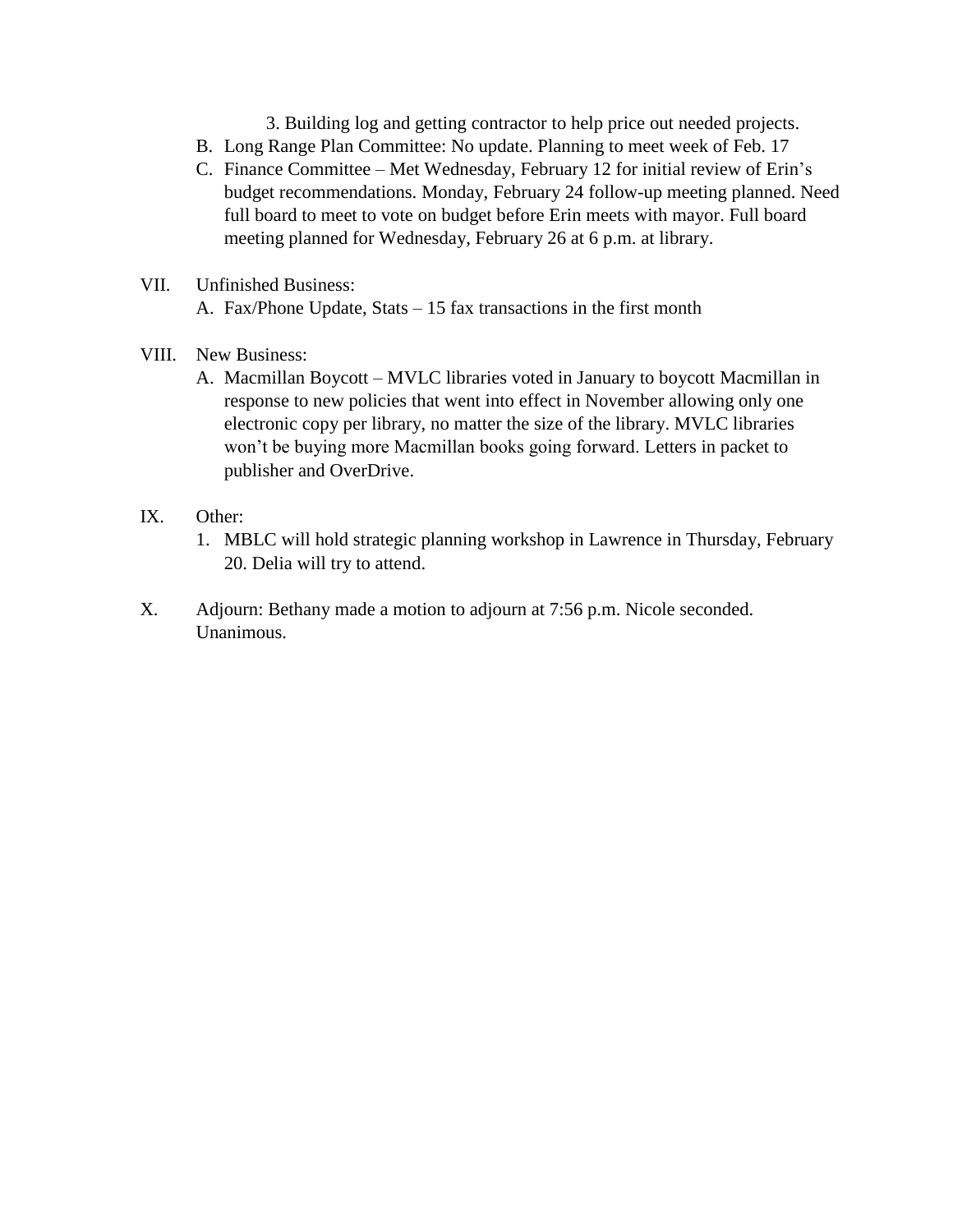3. Building log and getting contractor to help price out needed projects.

   B. Long Range Plan Committee: No update. Planning to meet week of Feb. 17

   C. Finance Committee – Met Wednesday, February 12 for initial review of Erin's budget recommendations. Monday, February 24 follow-up meeting planned. Need full board to meet to vote on budget before Erin meets with mayor. Full board meeting planned for Wednesday, February 26 at 6 p.m. at library.

VII. Unfinished Business:

   A. Fax/Phone Update, Stats – 15 fax transactions in the first month

VIII. New Business:

   A. Macmillan Boycott – MVLC libraries voted in January to boycott Macmillan in response to new policies that went into effect in November allowing only one electronic copy per library, no matter the size of the library. MVLC libraries won't be buying more Macmillan books going forward. Letters in packet to publisher and OverDrive.

IX. Other:

   1. MBLC will hold strategic planning workshop in Lawrence in Thursday, February 20. Delia will try to attend.

X. Adjourn: Bethany made a motion to adjourn at 7:56 p.m. Nicole seconded. Unanimous.